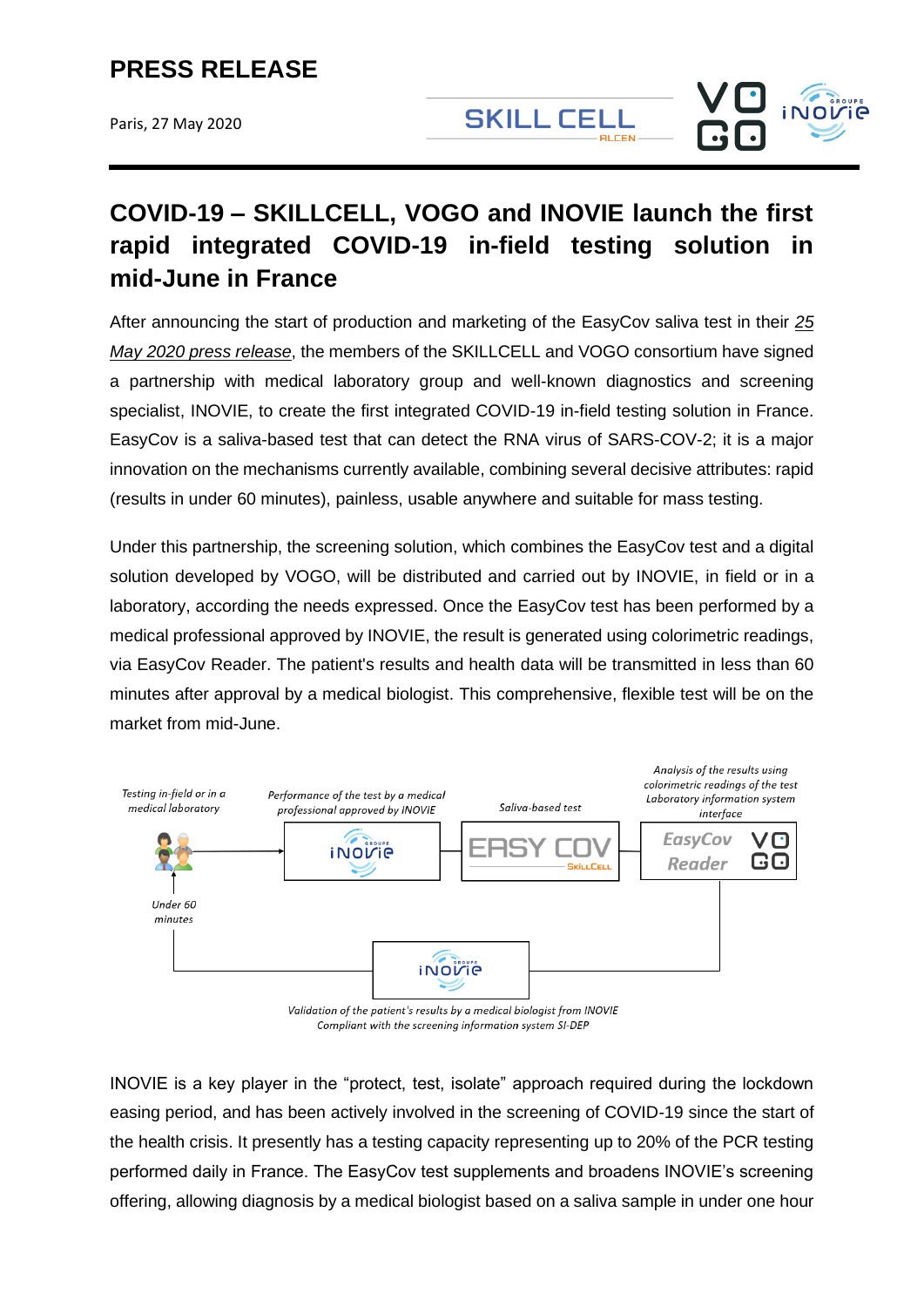# PRESS RELEASE

Paris, 27 May 2020

## COVID-19 – SKILLCELL, VOGO and INOVIE launch the first rapid integrated COVID-19 in-field testing solution in mid-June in France

After announcing the start of production and marketing of the EasyCov saliva test in their *25 May 2020 press release*, the members of the SKILLCELL and VOGO consortium have signed a partnership with medical laboratory group and well-known diagnostics and screening specialist, INOVIE, to create the first integrated COVID-19 in-field testing solution in France. EasyCov is a saliva-based test that can detect the RNA virus of SARS-COV-2; it is a major innovation on the mechanisms currently available, combining several decisive attributes: rapid (results in under 60 minutes), painless, usable anywhere and suitable for mass testing.

Under this partnership, the screening solution, which combines the EasyCov test and a digital solution developed by VOGO, will be distributed and carried out by INOVIE, in field or in a laboratory, according the needs expressed. Once the EasyCov test has been performed by a medical professional approved by INOVIE, the result is generated using colorimetric readings, via EasyCov Reader. The patient's results and health data will be transmitted in less than 60 minutes after approval by a medical biologist. This comprehensive, flexible test will be on the market from mid-June.

*Testing in-field or in a medical laboratory* → *Performance of the test by a medical professional approved by INOVIE* → *Saliva-based test* (EASY COV – SkillCell) → *Analysis of the results using colorimetric readings of the test Laboratory information system interface* (EasyCov Reader – VOGO) → INOVIE → *Under 60 minutes*

*Validation of the patient's results by a medical biologist from INOVIE*
*Compliant with the screening information system SI-DEP*

INOVIE is a key player in the "protect, test, isolate" approach required during the lockdown easing period, and has been actively involved in the screening of COVID-19 since the start of the health crisis. It presently has a testing capacity representing up to 20% of the PCR testing performed daily in France. The EasyCov test supplements and broadens INOVIE's screening offering, allowing diagnosis by a medical biologist based on a saliva sample in under one hour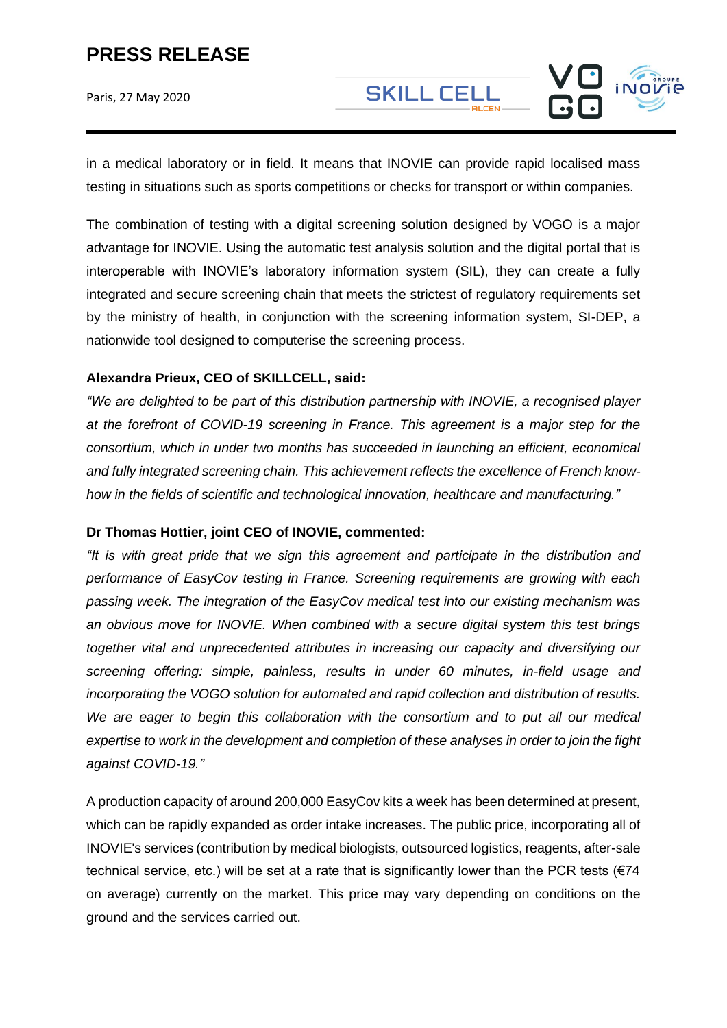in a medical laboratory or in field. It means that INOVIE can provide rapid localised mass testing in situations such as sports competitions or checks for transport or within companies.

The combination of testing with a digital screening solution designed by VOGO is a major advantage for INOVIE. Using the automatic test analysis solution and the digital portal that is interoperable with INOVIE's laboratory information system (SIL), they can create a fully integrated and secure screening chain that meets the strictest of regulatory requirements set by the ministry of health, in conjunction with the screening information system, SI-DEP, a nationwide tool designed to computerise the screening process.

**Alexandra Prieux, CEO of SKILLCELL, said:**

*"We are delighted to be part of this distribution partnership with INOVIE, a recognised player at the forefront of COVID-19 screening in France. This agreement is a major step for the consortium, which in under two months has succeeded in launching an efficient, economical and fully integrated screening chain. This achievement reflects the excellence of French know-how in the fields of scientific and technological innovation, healthcare and manufacturing."*

**Dr Thomas Hottier, joint CEO of INOVIE, commented:**

*"It is with great pride that we sign this agreement and participate in the distribution and performance of EasyCov testing in France. Screening requirements are growing with each passing week. The integration of the EasyCov medical test into our existing mechanism was an obvious move for INOVIE. When combined with a secure digital system this test brings together vital and unprecedented attributes in increasing our capacity and diversifying our screening offering: simple, painless, results in under 60 minutes, in-field usage and incorporating the VOGO solution for automated and rapid collection and distribution of results. We are eager to begin this collaboration with the consortium and to put all our medical expertise to work in the development and completion of these analyses in order to join the fight against COVID-19."*

A production capacity of around 200,000 EasyCov kits a week has been determined at present, which can be rapidly expanded as order intake increases. The public price, incorporating all of INOVIE's services (contribution by medical biologists, outsourced logistics, reagents, after-sale technical service, etc.) will be set at a rate that is significantly lower than the PCR tests (€74 on average) currently on the market. This price may vary depending on conditions on the ground and the services carried out.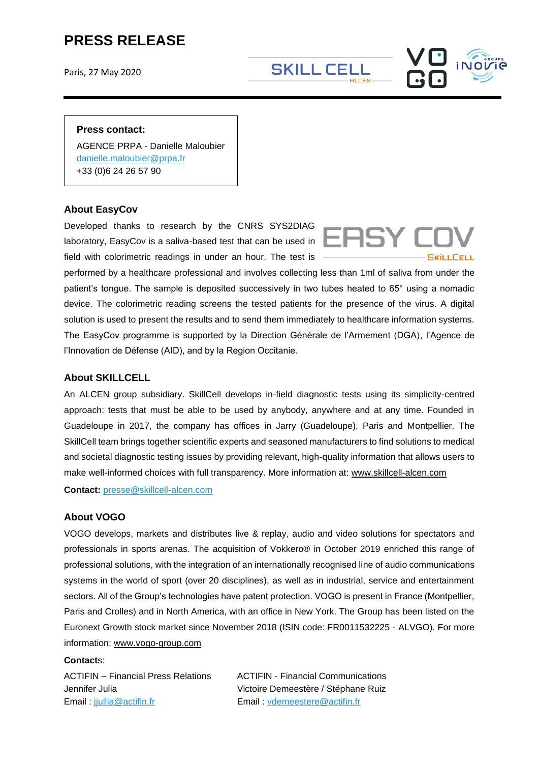# PRESS RELEASE

Paris, 27 May 2020

**Press contact:**

AGENCE PRPA - Danielle Maloubier
danielle.maloubier@prpa.fr
+33 (0)6 24 26 57 90

### About EasyCov

Developed thanks to research by the CNRS SYS2DIAG laboratory, EasyCov is a saliva-based test that can be used in field with colorimetric readings in under an hour. The test is performed by a healthcare professional and involves collecting less than 1ml of saliva from under the patient's tongue. The sample is deposited successively in two tubes heated to 65° using a nomadic device. The colorimetric reading screens the tested patients for the presence of the virus. A digital solution is used to present the results and to send them immediately to healthcare information systems. The EasyCov programme is supported by la Direction Générale de l'Armement (DGA), l'Agence de l'Innovation de Défense (AID), and by la Region Occitanie.

### About SKILLCELL

An ALCEN group subsidiary. SkillCell develops in-field diagnostic tests using its simplicity-centred approach: tests that must be able to be used by anybody, anywhere and at any time. Founded in Guadeloupe in 2017, the company has offices in Jarry (Guadeloupe), Paris and Montpellier. The SkillCell team brings together scientific experts and seasoned manufacturers to find solutions to medical and societal diagnostic testing issues by providing relevant, high-quality information that allows users to make well-informed choices with full transparency. More information at: www.skillcell-alcen.com

**Contact:** presse@skillcell-alcen.com

### About VOGO

VOGO develops, markets and distributes live & replay, audio and video solutions for spectators and professionals in sports arenas. The acquisition of Vokkero® in October 2019 enriched this range of professional solutions, with the integration of an internationally recognised line of audio communications systems in the world of sport (over 20 disciplines), as well as in industrial, service and entertainment sectors. All of the Group's technologies have patent protection. VOGO is present in France (Montpellier, Paris and Crolles) and in North America, with an office in New York. The Group has been listed on the Euronext Growth stock market since November 2018 (ISIN code: FR0011532225 - ALVGO). For more information: www.vogo-group.com

**Contacts**:

ACTIFIN – Financial Press Relations
Jennifer Julia
Email : jjullia@actifin.fr

ACTIFIN - Financial Communications
Victoire Demeestère / Stéphane Ruiz
Email : vdemeestere@actifin.fr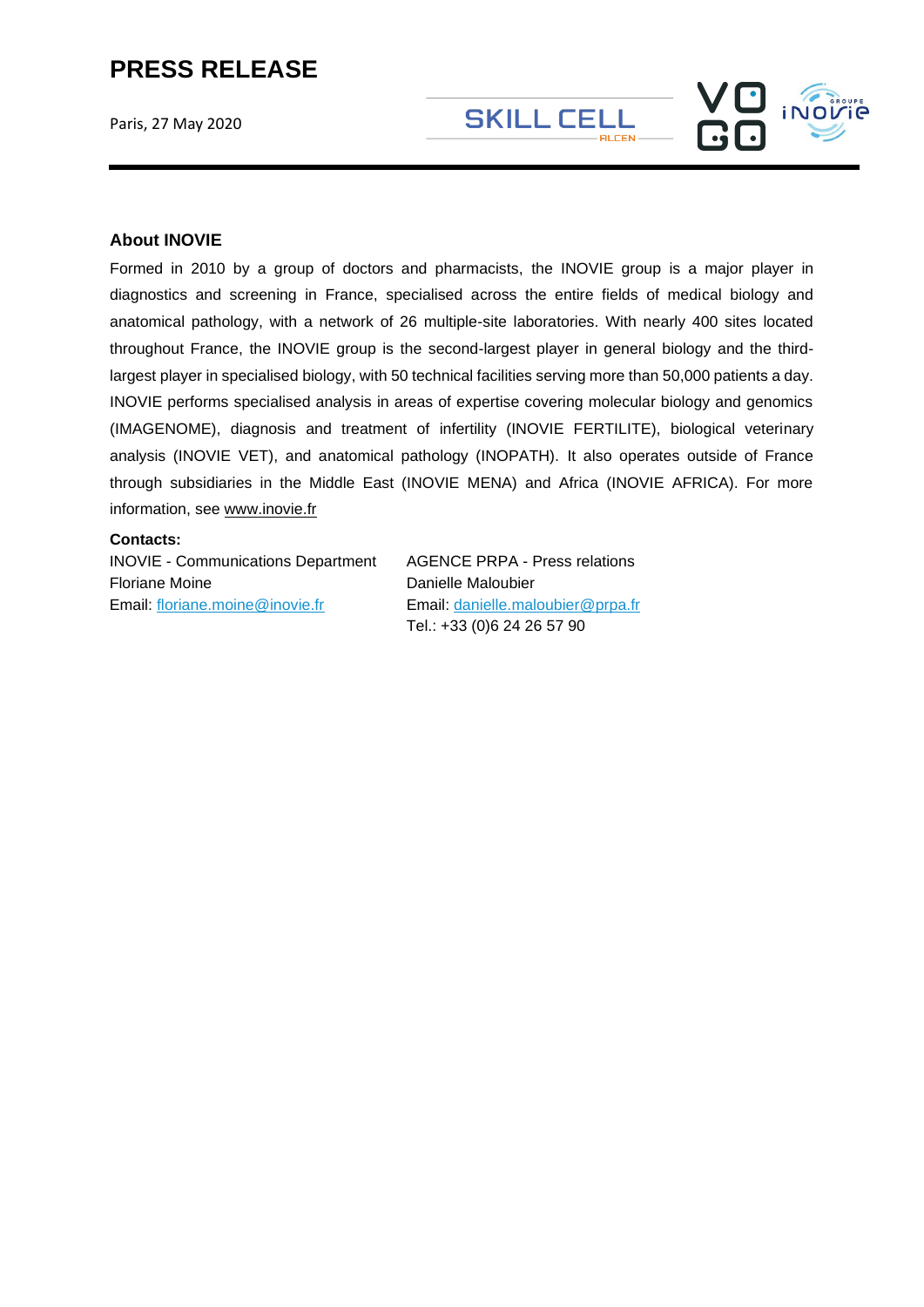# PRESS RELEASE

Paris, 27 May 2020

## About INOVIE

Formed in 2010 by a group of doctors and pharmacists, the INOVIE group is a major player in diagnostics and screening in France, specialised across the entire fields of medical biology and anatomical pathology, with a network of 26 multiple-site laboratories. With nearly 400 sites located throughout France, the INOVIE group is the second-largest player in general biology and the third-largest player in specialised biology, with 50 technical facilities serving more than 50,000 patients a day. INOVIE performs specialised analysis in areas of expertise covering molecular biology and genomics (IMAGENOME), diagnosis and treatment of infertility (INOVIE FERTILITE), biological veterinary analysis (INOVIE VET), and anatomical pathology (INOPATH). It also operates outside of France through subsidiaries in the Middle East (INOVIE MENA) and Africa (INOVIE AFRICA). For more information, see www.inovie.fr

**Contacts:**

INOVIE - Communications Department
Floriane Moine
Email: floriane.moine@inovie.fr

AGENCE PRPA - Press relations
Danielle Maloubier
Email: danielle.maloubier@prpa.fr
Tel.: +33 (0)6 24 26 57 90